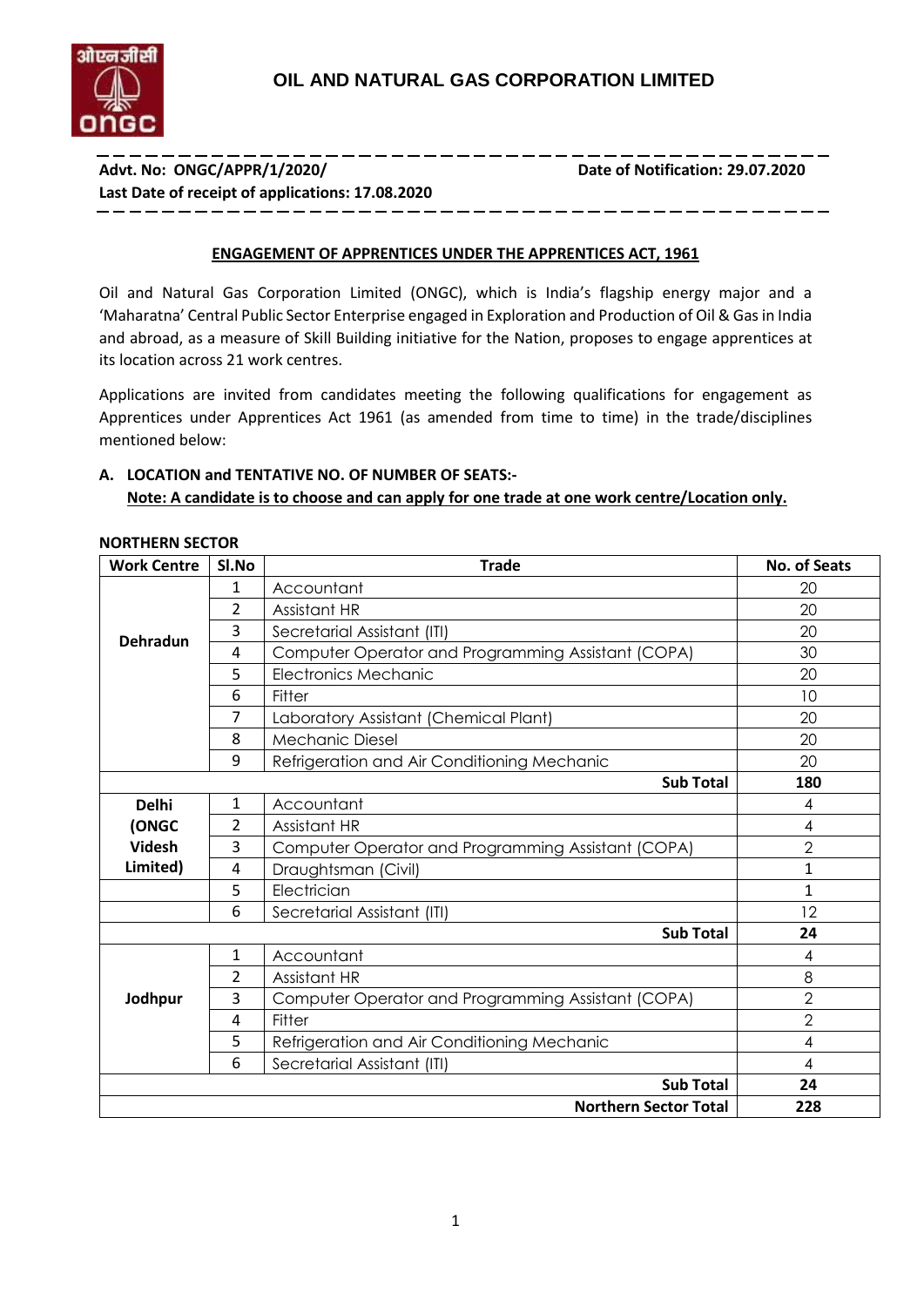# OIL AND NATURAL GAS CORPORATION LIMITED

**Advt. No: ONGC/APPR/1/2020/** **Date of Notification: 29.07.2020**

**Last Date of receipt of applications: 17.08.2020**

## ENGAGEMENT OF APPRENTICES UNDER THE APPRENTICES ACT, 1961

Oil and Natural Gas Corporation Limited (ONGC), which is India's flagship energy major and a 'Maharatna' Central Public Sector Enterprise engaged in Exploration and Production of Oil & Gas in India and abroad, as a measure of Skill Building initiative for the Nation, proposes to engage apprentices at its location across 21 work centres.

Applications are invited from candidates meeting the following qualifications for engagement as Apprentices under Apprentices Act 1961 (as amended from time to time) in the trade/disciplines mentioned below:

### A. LOCATION and TENTATIVE NO. OF NUMBER OF SEATS:-

**Note: A candidate is to choose and can apply for one trade at one work centre/Location only.**

**NORTHERN SECTOR**

| Work Centre | Sl.No | Trade | No. of Seats |
|---|---|---|---|
| Dehradun | 1 | Accountant | 20 |
| | 2 | Assistant HR | 20 |
| | 3 | Secretarial Assistant (ITI) | 20 |
| | 4 | Computer Operator and Programming Assistant (COPA) | 30 |
| | 5 | Electronics Mechanic | 20 |
| | 6 | Fitter | 10 |
| | 7 | Laboratory Assistant (Chemical Plant) | 20 |
| | 8 | Mechanic Diesel | 20 |
| | 9 | Refrigeration and Air Conditioning Mechanic | 20 |
| | | **Sub Total** | **180** |
| Delhi (ONGC Videsh Limited) | 1 | Accountant | 4 |
| | 2 | Assistant HR | 4 |
| | 3 | Computer Operator and Programming Assistant (COPA) | 2 |
| | 4 | Draughtsman (Civil) | 1 |
| | 5 | Electrician | 1 |
| | 6 | Secretarial Assistant (ITI) | 12 |
| | | **Sub Total** | **24** |
| Jodhpur | 1 | Accountant | 4 |
| | 2 | Assistant HR | 8 |
| | 3 | Computer Operator and Programming Assistant (COPA) | 2 |
| | 4 | Fitter | 2 |
| | 5 | Refrigeration and Air Conditioning Mechanic | 4 |
| | 6 | Secretarial Assistant (ITI) | 4 |
| | | **Sub Total** | **24** |
| | | **Northern Sector Total** | **228** |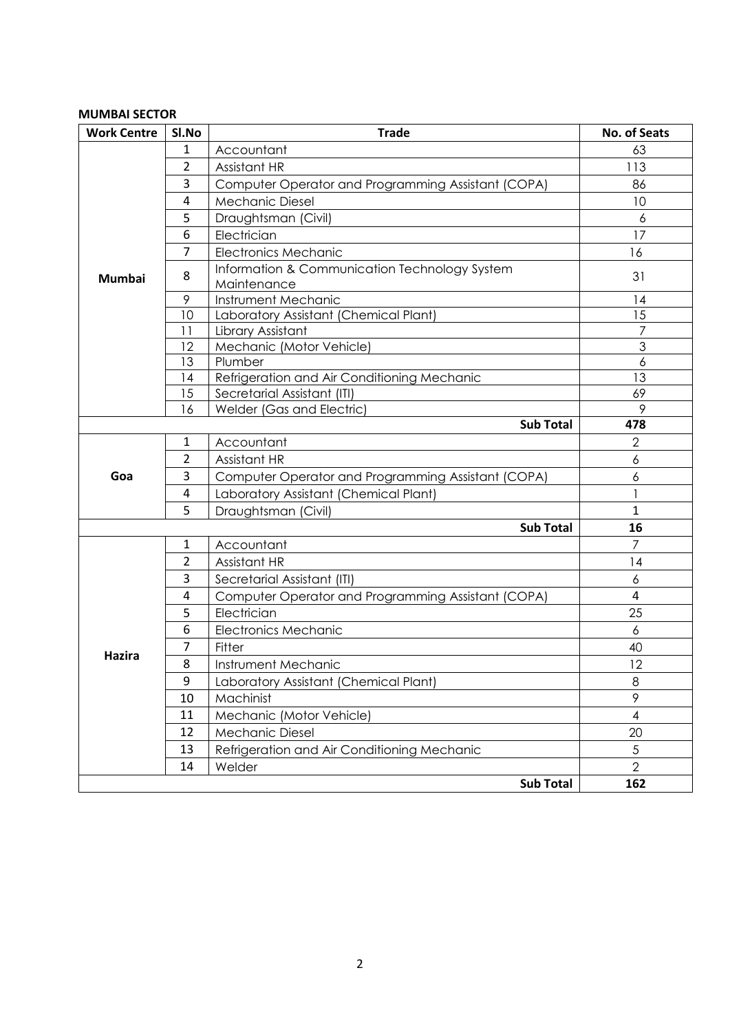**MUMBAI SECTOR**

| Work Centre | Sl.No | Trade | No. of Seats |
|---|---|---|---|
| **Mumbai** | 1 | Accountant | 63 |
| | 2 | Assistant HR | 113 |
| | 3 | Computer Operator and Programming Assistant (COPA) | 86 |
| | 4 | Mechanic Diesel | 10 |
| | 5 | Draughtsman (Civil) | 6 |
| | 6 | Electrician | 17 |
| | 7 | Electronics Mechanic | 16 |
| | 8 | Information & Communication Technology System Maintenance | 31 |
| | 9 | Instrument Mechanic | 14 |
| | 10 | Laboratory Assistant (Chemical Plant) | 15 |
| | 11 | Library Assistant | 7 |
| | 12 | Mechanic (Motor Vehicle) | 3 |
| | 13 | Plumber | 6 |
| | 14 | Refrigeration and Air Conditioning Mechanic | 13 |
| | 15 | Secretarial Assistant (ITI) | 69 |
| | 16 | Welder (Gas and Electric) | 9 |
| | | **Sub Total** | **478** |
| **Goa** | 1 | Accountant | 2 |
| | 2 | Assistant HR | 6 |
| | 3 | Computer Operator and Programming Assistant (COPA) | 6 |
| | 4 | Laboratory Assistant (Chemical Plant) | 1 |
| | 5 | Draughtsman (Civil) | 1 |
| | | **Sub Total** | **16** |
| **Hazira** | 1 | Accountant | 7 |
| | 2 | Assistant HR | 14 |
| | 3 | Secretarial Assistant (ITI) | 6 |
| | 4 | Computer Operator and Programming Assistant (COPA) | 4 |
| | 5 | Electrician | 25 |
| | 6 | Electronics Mechanic | 6 |
| | 7 | Fitter | 40 |
| | 8 | Instrument Mechanic | 12 |
| | 9 | Laboratory Assistant (Chemical Plant) | 8 |
| | 10 | Machinist | 9 |
| | 11 | Mechanic (Motor Vehicle) | 4 |
| | 12 | Mechanic Diesel | 20 |
| | 13 | Refrigeration and Air Conditioning Mechanic | 5 |
| | 14 | Welder | 2 |
| | | **Sub Total** | **162** |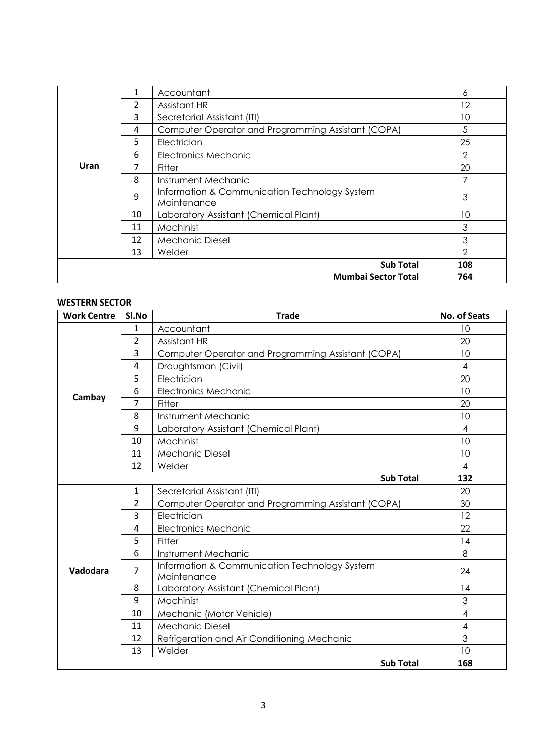| Work Centre | Sl.No | Trade | No. of Seats |
|---|---|---|---|
| Uran | 1 | Accountant | 6 |
| | 2 | Assistant HR | 12 |
| | 3 | Secretarial Assistant (ITI) | 10 |
| | 4 | Computer Operator and Programming Assistant (COPA) | 5 |
| | 5 | Electrician | 25 |
| | 6 | Electronics Mechanic | 2 |
| | 7 | Fitter | 20 |
| | 8 | Instrument Mechanic | 7 |
| | 9 | Information & Communication Technology System Maintenance | 3 |
| | 10 | Laboratory Assistant (Chemical Plant) | 10 |
| | 11 | Machinist | 3 |
| | 12 | Mechanic Diesel | 3 |
| | 13 | Welder | 2 |
| | | **Sub Total** | **108** |
| | | **Mumbai Sector Total** | **764** |

**WESTERN SECTOR**

| Work Centre | Sl.No | Trade | No. of Seats |
|---|---|---|---|
| Cambay | 1 | Accountant | 10 |
| | 2 | Assistant HR | 20 |
| | 3 | Computer Operator and Programming Assistant (COPA) | 10 |
| | 4 | Draughtsman (Civil) | 4 |
| | 5 | Electrician | 20 |
| | 6 | Electronics Mechanic | 10 |
| | 7 | Fitter | 20 |
| | 8 | Instrument Mechanic | 10 |
| | 9 | Laboratory Assistant (Chemical Plant) | 4 |
| | 10 | Machinist | 10 |
| | 11 | Mechanic Diesel | 10 |
| | 12 | Welder | 4 |
| | | **Sub Total** | **132** |
| Vadodara | 1 | Secretarial Assistant (ITI) | 20 |
| | 2 | Computer Operator and Programming Assistant (COPA) | 30 |
| | 3 | Electrician | 12 |
| | 4 | Electronics Mechanic | 22 |
| | 5 | Fitter | 14 |
| | 6 | Instrument Mechanic | 8 |
| | 7 | Information & Communication Technology System Maintenance | 24 |
| | 8 | Laboratory Assistant (Chemical Plant) | 14 |
| | 9 | Machinist | 3 |
| | 10 | Mechanic (Motor Vehicle) | 4 |
| | 11 | Mechanic Diesel | 4 |
| | 12 | Refrigeration and Air Conditioning Mechanic | 3 |
| | 13 | Welder | 10 |
| | | **Sub Total** | **168** |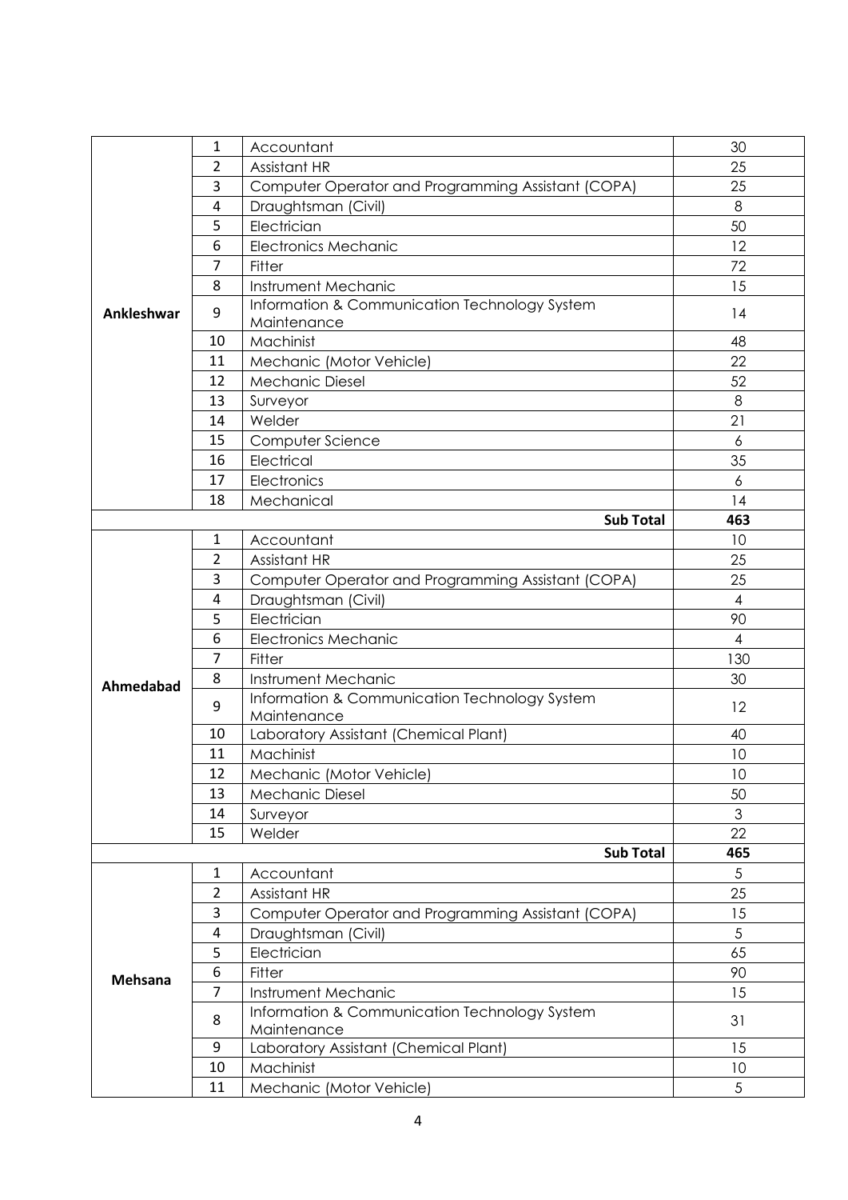| | | | |
|---|---|---|---|
| **Ankleshwar** | 1 | Accountant | 30 |
| | 2 | Assistant HR | 25 |
| | 3 | Computer Operator and Programming Assistant (COPA) | 25 |
| | 4 | Draughtsman (Civil) | 8 |
| | 5 | Electrician | 50 |
| | 6 | Electronics Mechanic | 12 |
| | 7 | Fitter | 72 |
| | 8 | Instrument Mechanic | 15 |
| | 9 | Information & Communication Technology System Maintenance | 14 |
| | 10 | Machinist | 48 |
| | 11 | Mechanic (Motor Vehicle) | 22 |
| | 12 | Mechanic Diesel | 52 |
| | 13 | Surveyor | 8 |
| | 14 | Welder | 21 |
| | 15 | Computer Science | 6 |
| | 16 | Electrical | 35 |
| | 17 | Electronics | 6 |
| | 18 | Mechanical | 14 |
| | | **Sub Total** | **463** |
| **Ahmedabad** | 1 | Accountant | 10 |
| | 2 | Assistant HR | 25 |
| | 3 | Computer Operator and Programming Assistant (COPA) | 25 |
| | 4 | Draughtsman (Civil) | 4 |
| | 5 | Electrician | 90 |
| | 6 | Electronics Mechanic | 4 |
| | 7 | Fitter | 130 |
| | 8 | Instrument Mechanic | 30 |
| | 9 | Information & Communication Technology System Maintenance | 12 |
| | 10 | Laboratory Assistant (Chemical Plant) | 40 |
| | 11 | Machinist | 10 |
| | 12 | Mechanic (Motor Vehicle) | 10 |
| | 13 | Mechanic Diesel | 50 |
| | 14 | Surveyor | 3 |
| | 15 | Welder | 22 |
| | | **Sub Total** | **465** |
| **Mehsana** | 1 | Accountant | 5 |
| | 2 | Assistant HR | 25 |
| | 3 | Computer Operator and Programming Assistant (COPA) | 15 |
| | 4 | Draughtsman (Civil) | 5 |
| | 5 | Electrician | 65 |
| | 6 | Fitter | 90 |
| | 7 | Instrument Mechanic | 15 |
| | 8 | Information & Communication Technology System Maintenance | 31 |
| | 9 | Laboratory Assistant (Chemical Plant) | 15 |
| | 10 | Machinist | 10 |
| | 11 | Mechanic (Motor Vehicle) | 5 |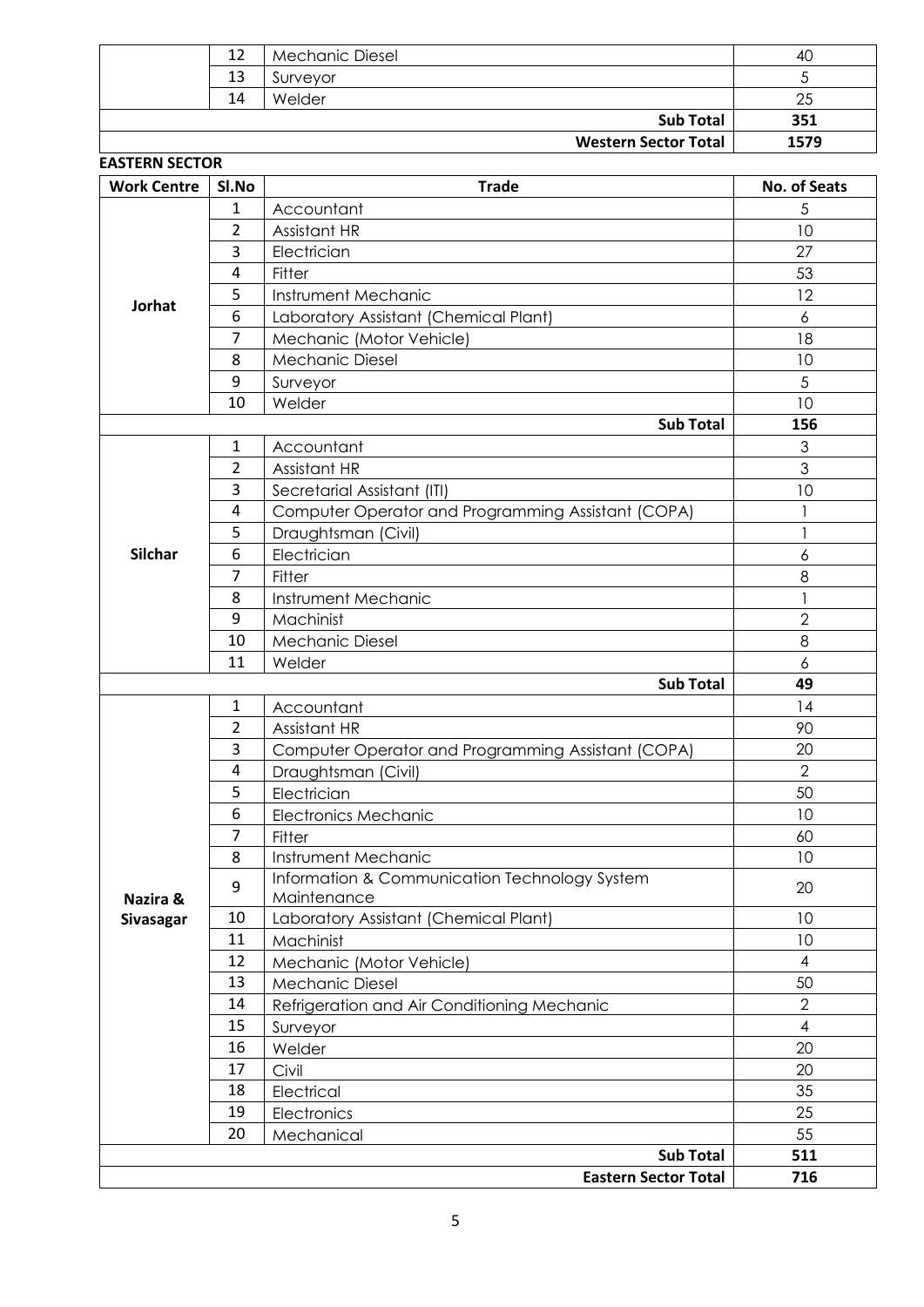| | Sl.No | Trade | No. of Seats |
|---|---|---|---|
| | 12 | Mechanic Diesel | 40 |
| | 13 | Surveyor | 5 |
| | 14 | Welder | 25 |
| | | **Sub Total** | **351** |
| | | **Western Sector Total** | **1579** |

**EASTERN SECTOR**

| Work Centre | Sl.No | Trade | No. of Seats |
|---|---|---|---|
| **Jorhat** | 1 | Accountant | 5 |
| | 2 | Assistant HR | 10 |
| | 3 | Electrician | 27 |
| | 4 | Fitter | 53 |
| | 5 | Instrument Mechanic | 12 |
| | 6 | Laboratory Assistant (Chemical Plant) | 6 |
| | 7 | Mechanic (Motor Vehicle) | 18 |
| | 8 | Mechanic Diesel | 10 |
| | 9 | Surveyor | 5 |
| | 10 | Welder | 10 |
| | | **Sub Total** | **156** |
| **Silchar** | 1 | Accountant | 3 |
| | 2 | Assistant HR | 3 |
| | 3 | Secretarial Assistant (ITI) | 10 |
| | 4 | Computer Operator and Programming Assistant (COPA) | 1 |
| | 5 | Draughtsman (Civil) | 1 |
| | 6 | Electrician | 6 |
| | 7 | Fitter | 8 |
| | 8 | Instrument Mechanic | 1 |
| | 9 | Machinist | 2 |
| | 10 | Mechanic Diesel | 8 |
| | 11 | Welder | 6 |
| | | **Sub Total** | **49** |
| **Nazira & Sivasagar** | 1 | Accountant | 14 |
| | 2 | Assistant HR | 90 |
| | 3 | Computer Operator and Programming Assistant (COPA) | 20 |
| | 4 | Draughtsman (Civil) | 2 |
| | 5 | Electrician | 50 |
| | 6 | Electronics Mechanic | 10 |
| | 7 | Fitter | 60 |
| | 8 | Instrument Mechanic | 10 |
| | 9 | Information & Communication Technology System Maintenance | 20 |
| | 10 | Laboratory Assistant (Chemical Plant) | 10 |
| | 11 | Machinist | 10 |
| | 12 | Mechanic (Motor Vehicle) | 4 |
| | 13 | Mechanic Diesel | 50 |
| | 14 | Refrigeration and Air Conditioning Mechanic | 2 |
| | 15 | Surveyor | 4 |
| | 16 | Welder | 20 |
| | 17 | Civil | 20 |
| | 18 | Electrical | 35 |
| | 19 | Electronics | 25 |
| | 20 | Mechanical | 55 |
| | | **Sub Total** | **511** |
| | | **Eastern Sector Total** | **716** |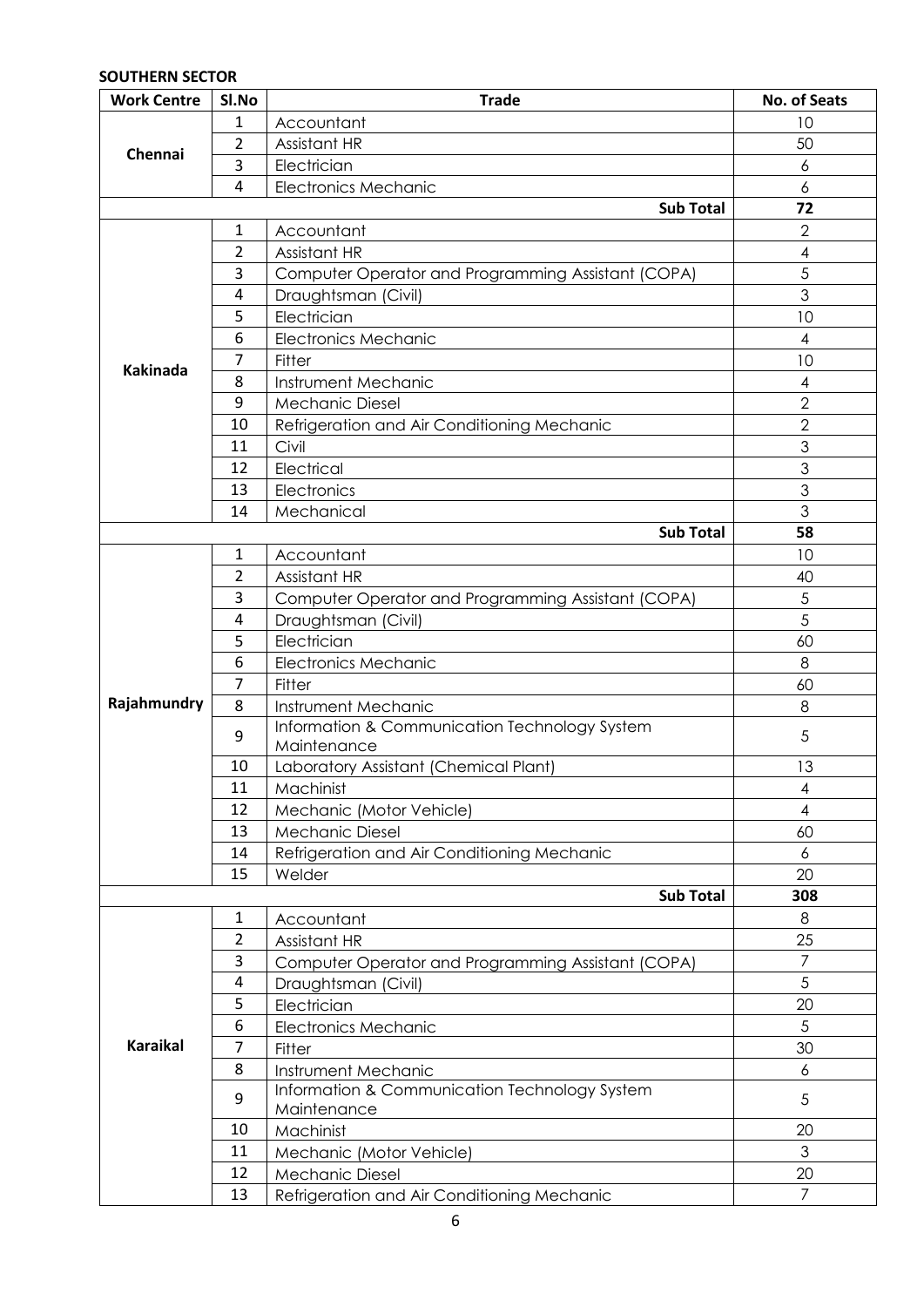**SOUTHERN SECTOR**

| Work Centre | Sl.No | Trade | No. of Seats |
|---|---|---|---|
| Chennai | 1 | Accountant | 10 |
| | 2 | Assistant HR | 50 |
| | 3 | Electrician | 6 |
| | 4 | Electronics Mechanic | 6 |
| | | **Sub Total** | **72** |
| Kakinada | 1 | Accountant | 2 |
| | 2 | Assistant HR | 4 |
| | 3 | Computer Operator and Programming Assistant (COPA) | 5 |
| | 4 | Draughtsman (Civil) | 3 |
| | 5 | Electrician | 10 |
| | 6 | Electronics Mechanic | 4 |
| | 7 | Fitter | 10 |
| | 8 | Instrument Mechanic | 4 |
| | 9 | Mechanic Diesel | 2 |
| | 10 | Refrigeration and Air Conditioning Mechanic | 2 |
| | 11 | Civil | 3 |
| | 12 | Electrical | 3 |
| | 13 | Electronics | 3 |
| | 14 | Mechanical | 3 |
| | | **Sub Total** | **58** |
| Rajahmundry | 1 | Accountant | 10 |
| | 2 | Assistant HR | 40 |
| | 3 | Computer Operator and Programming Assistant (COPA) | 5 |
| | 4 | Draughtsman (Civil) | 5 |
| | 5 | Electrician | 60 |
| | 6 | Electronics Mechanic | 8 |
| | 7 | Fitter | 60 |
| | 8 | Instrument Mechanic | 8 |
| | 9 | Information & Communication Technology System Maintenance | 5 |
| | 10 | Laboratory Assistant (Chemical Plant) | 13 |
| | 11 | Machinist | 4 |
| | 12 | Mechanic (Motor Vehicle) | 4 |
| | 13 | Mechanic Diesel | 60 |
| | 14 | Refrigeration and Air Conditioning Mechanic | 6 |
| | 15 | Welder | 20 |
| | | **Sub Total** | **308** |
| Karaikal | 1 | Accountant | 8 |
| | 2 | Assistant HR | 25 |
| | 3 | Computer Operator and Programming Assistant (COPA) | 7 |
| | 4 | Draughtsman (Civil) | 5 |
| | 5 | Electrician | 20 |
| | 6 | Electronics Mechanic | 5 |
| | 7 | Fitter | 30 |
| | 8 | Instrument Mechanic | 6 |
| | 9 | Information & Communication Technology System Maintenance | 5 |
| | 10 | Machinist | 20 |
| | 11 | Mechanic (Motor Vehicle) | 3 |
| | 12 | Mechanic Diesel | 20 |
| | 13 | Refrigeration and Air Conditioning Mechanic | 7 |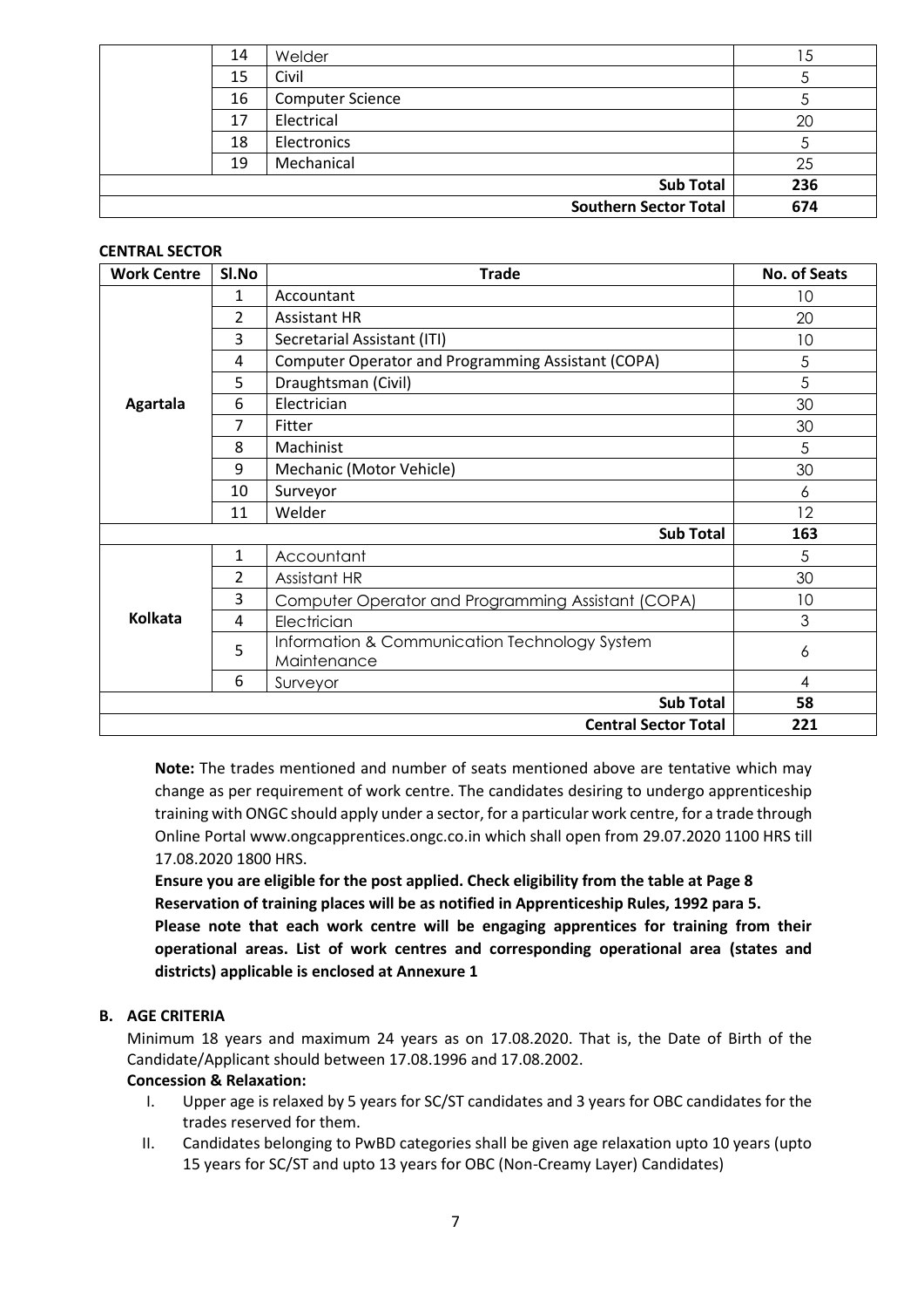|  | Sl.No | Trade | No. of Seats |
|---|---|---|---|
|  | 14 | Welder | 15 |
|  | 15 | Civil | 5 |
|  | 16 | Computer Science | 5 |
|  | 17 | Electrical | 20 |
|  | 18 | Electronics | 5 |
|  | 19 | Mechanical | 25 |
|  |  | **Sub Total** | **236** |
|  |  | **Southern Sector Total** | **674** |

**CENTRAL SECTOR**

| Work Centre | Sl.No | Trade | No. of Seats |
|---|---|---|---|
| **Agartala** | 1 | Accountant | 10 |
|  | 2 | Assistant HR | 20 |
|  | 3 | Secretarial Assistant (ITI) | 10 |
|  | 4 | Computer Operator and Programming Assistant (COPA) | 5 |
|  | 5 | Draughtsman (Civil) | 5 |
|  | 6 | Electrician | 30 |
|  | 7 | Fitter | 30 |
|  | 8 | Machinist | 5 |
|  | 9 | Mechanic (Motor Vehicle) | 30 |
|  | 10 | Surveyor | 6 |
|  | 11 | Welder | 12 |
|  |  | **Sub Total** | **163** |
| **Kolkata** | 1 | Accountant | 5 |
|  | 2 | Assistant HR | 30 |
|  | 3 | Computer Operator and Programming Assistant (COPA) | 10 |
|  | 4 | Electrician | 3 |
|  | 5 | Information & Communication Technology System Maintenance | 6 |
|  | 6 | Surveyor | 4 |
|  |  | **Sub Total** | **58** |
|  |  | **Central Sector Total** | **221** |

**Note:** The trades mentioned and number of seats mentioned above are tentative which may change as per requirement of work centre. The candidates desiring to undergo apprenticeship training with ONGC should apply under a sector, for a particular work centre, for a trade through Online Portal www.ongcapprentices.ongc.co.in which shall open from 29.07.2020 1100 HRS till 17.08.2020 1800 HRS.

**Ensure you are eligible for the post applied. Check eligibility from the table at Page 8**

**Reservation of training places will be as notified in Apprenticeship Rules, 1992 para 5.**

**Please note that each work centre will be engaging apprentices for training from their operational areas. List of work centres and corresponding operational area (states and districts) applicable is enclosed at Annexure 1**

**B. AGE CRITERIA**

Minimum 18 years and maximum 24 years as on 17.08.2020. That is, the Date of Birth of the Candidate/Applicant should between 17.08.1996 and 17.08.2002.

**Concession & Relaxation:**

I. Upper age is relaxed by 5 years for SC/ST candidates and 3 years for OBC candidates for the trades reserved for them.

II. Candidates belonging to PwBD categories shall be given age relaxation upto 10 years (upto 15 years for SC/ST and upto 13 years for OBC (Non-Creamy Layer) Candidates)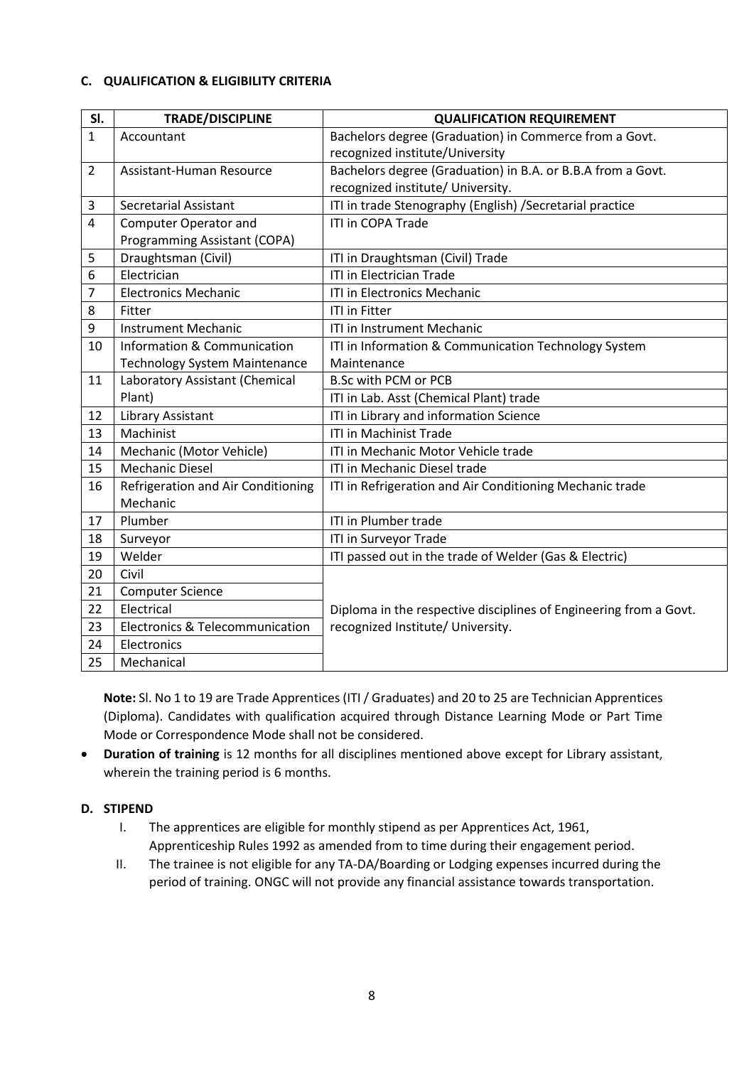### C. QUALIFICATION & ELIGIBILITY CRITERIA

| Sl. | TRADE/DISCIPLINE | QUALIFICATION REQUIREMENT |
|---|---|---|
| 1 | Accountant | Bachelors degree (Graduation) in Commerce from a Govt. recognized institute/University |
| 2 | Assistant-Human Resource | Bachelors degree (Graduation) in B.A. or B.B.A from a Govt. recognized institute/ University. |
| 3 | Secretarial Assistant | ITI in trade Stenography (English) /Secretarial practice |
| 4 | Computer Operator and Programming Assistant (COPA) | ITI in COPA Trade |
| 5 | Draughtsman (Civil) | ITI in Draughtsman (Civil) Trade |
| 6 | Electrician | ITI in Electrician Trade |
| 7 | Electronics Mechanic | ITI in Electronics Mechanic |
| 8 | Fitter | ITI in Fitter |
| 9 | Instrument Mechanic | ITI in Instrument Mechanic |
| 10 | Information & Communication Technology System Maintenance | ITI in Information & Communication Technology System Maintenance |
| 11 | Laboratory Assistant (Chemical Plant) | B.Sc with PCM or PCB |
| | | ITI in Lab. Asst (Chemical Plant) trade |
| 12 | Library Assistant | ITI in Library and information Science |
| 13 | Machinist | ITI in Machinist Trade |
| 14 | Mechanic (Motor Vehicle) | ITI in Mechanic Motor Vehicle trade |
| 15 | Mechanic Diesel | ITI in Mechanic Diesel trade |
| 16 | Refrigeration and Air Conditioning Mechanic | ITI in Refrigeration and Air Conditioning Mechanic trade |
| 17 | Plumber | ITI in Plumber trade |
| 18 | Surveyor | ITI in Surveyor Trade |
| 19 | Welder | ITI passed out in the trade of Welder (Gas & Electric) |
| 20 | Civil | Diploma in the respective disciplines of Engineering from a Govt. recognized Institute/ University. |
| 21 | Computer Science | |
| 22 | Electrical | |
| 23 | Electronics & Telecommunication | |
| 24 | Electronics | |
| 25 | Mechanical | |

**Note:** Sl. No 1 to 19 are Trade Apprentices (ITI / Graduates) and 20 to 25 are Technician Apprentices (Diploma). Candidates with qualification acquired through Distance Learning Mode or Part Time Mode or Correspondence Mode shall not be considered.

- **Duration of training** is 12 months for all disciplines mentioned above except for Library assistant, wherein the training period is 6 months.

### D. STIPEND

I. The apprentices are eligible for monthly stipend as per Apprentices Act, 1961, Apprenticeship Rules 1992 as amended from to time during their engagement period.

II. The trainee is not eligible for any TA-DA/Boarding or Lodging expenses incurred during the period of training. ONGC will not provide any financial assistance towards transportation.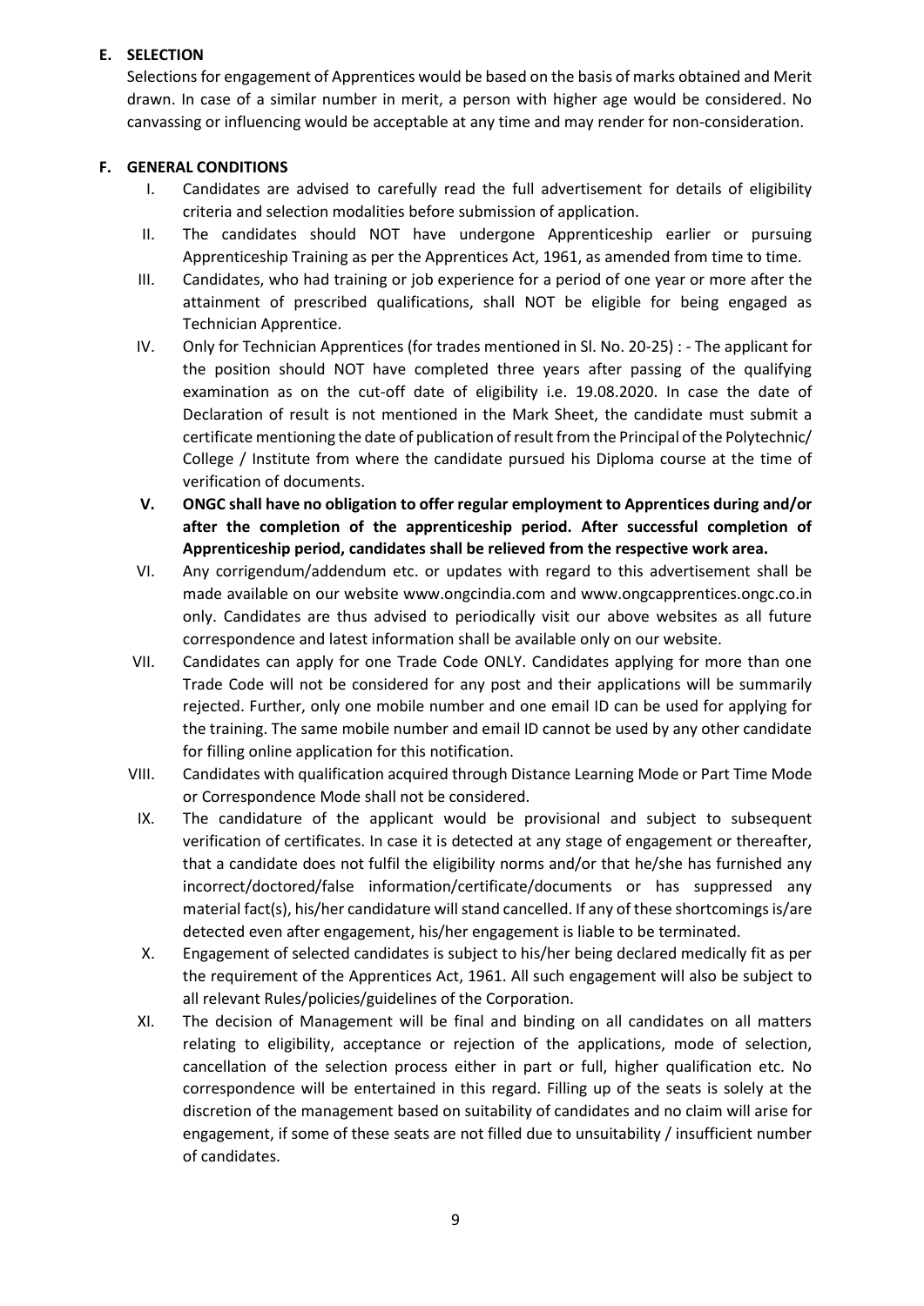## E. SELECTION

Selections for engagement of Apprentices would be based on the basis of marks obtained and Merit drawn. In case of a similar number in merit, a person with higher age would be considered. No canvassing or influencing would be acceptable at any time and may render for non-consideration.

## F. GENERAL CONDITIONS

I. Candidates are advised to carefully read the full advertisement for details of eligibility criteria and selection modalities before submission of application.

II. The candidates should NOT have undergone Apprenticeship earlier or pursuing Apprenticeship Training as per the Apprentices Act, 1961, as amended from time to time.

III. Candidates, who had training or job experience for a period of one year or more after the attainment of prescribed qualifications, shall NOT be eligible for being engaged as Technician Apprentice.

IV. Only for Technician Apprentices (for trades mentioned in Sl. No. 20-25) : - The applicant for the position should NOT have completed three years after passing of the qualifying examination as on the cut-off date of eligibility i.e. 19.08.2020. In case the date of Declaration of result is not mentioned in the Mark Sheet, the candidate must submit a certificate mentioning the date of publication of result from the Principal of the Polytechnic/ College / Institute from where the candidate pursued his Diploma course at the time of verification of documents.

**V. ONGC shall have no obligation to offer regular employment to Apprentices during and/or after the completion of the apprenticeship period. After successful completion of Apprenticeship period, candidates shall be relieved from the respective work area.**

VI. Any corrigendum/addendum etc. or updates with regard to this advertisement shall be made available on our website www.ongcindia.com and www.ongcapprentices.ongc.co.in only. Candidates are thus advised to periodically visit our above websites as all future correspondence and latest information shall be available only on our website.

VII. Candidates can apply for one Trade Code ONLY. Candidates applying for more than one Trade Code will not be considered for any post and their applications will be summarily rejected. Further, only one mobile number and one email ID can be used for applying for the training. The same mobile number and email ID cannot be used by any other candidate for filling online application for this notification.

VIII. Candidates with qualification acquired through Distance Learning Mode or Part Time Mode or Correspondence Mode shall not be considered.

IX. The candidature of the applicant would be provisional and subject to subsequent verification of certificates. In case it is detected at any stage of engagement or thereafter, that a candidate does not fulfil the eligibility norms and/or that he/she has furnished any incorrect/doctored/false information/certificate/documents or has suppressed any material fact(s), his/her candidature will stand cancelled. If any of these shortcomings is/are detected even after engagement, his/her engagement is liable to be terminated.

X. Engagement of selected candidates is subject to his/her being declared medically fit as per the requirement of the Apprentices Act, 1961. All such engagement will also be subject to all relevant Rules/policies/guidelines of the Corporation.

XI. The decision of Management will be final and binding on all candidates on all matters relating to eligibility, acceptance or rejection of the applications, mode of selection, cancellation of the selection process either in part or full, higher qualification etc. No correspondence will be entertained in this regard. Filling up of the seats is solely at the discretion of the management based on suitability of candidates and no claim will arise for engagement, if some of these seats are not filled due to unsuitability / insufficient number of candidates.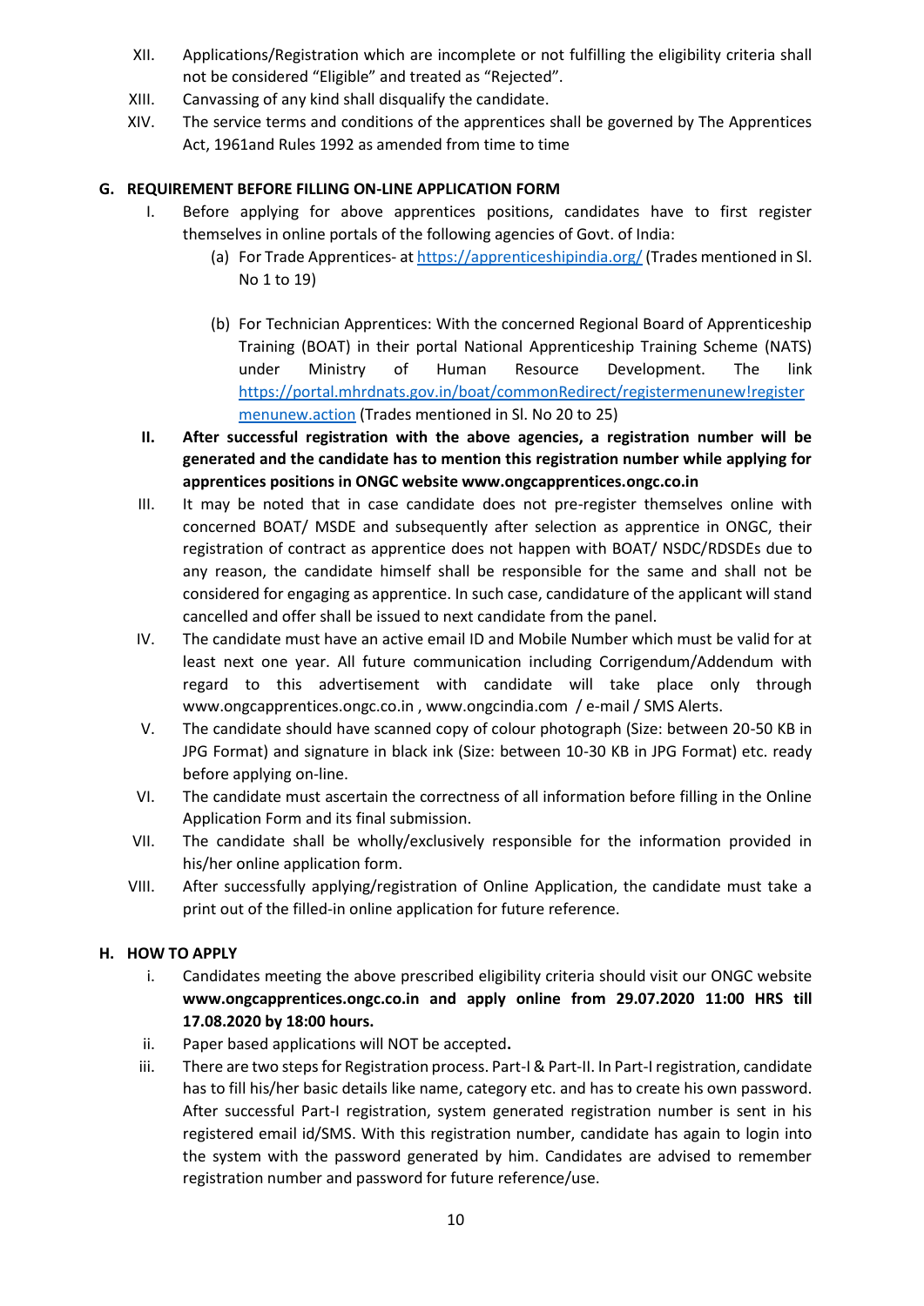XII. Applications/Registration which are incomplete or not fulfilling the eligibility criteria shall not be considered "Eligible" and treated as "Rejected".

XIII. Canvassing of any kind shall disqualify the candidate.

XIV. The service terms and conditions of the apprentices shall be governed by The Apprentices Act, 1961and Rules 1992 as amended from time to time

## G. REQUIREMENT BEFORE FILLING ON-LINE APPLICATION FORM

I. Before applying for above apprentices positions, candidates have to first register themselves in online portals of the following agencies of Govt. of India:

   (a) For Trade Apprentices- at https://apprenticeshipindia.org/ (Trades mentioned in Sl. No 1 to 19)

   (b) For Technician Apprentices: With the concerned Regional Board of Apprenticeship Training (BOAT) in their portal National Apprenticeship Training Scheme (NATS) under Ministry of Human Resource Development. The link https://portal.mhrdnats.gov.in/boat/commonRedirect/registermenunew!registermenunew.action (Trades mentioned in Sl. No 20 to 25)

**II. After successful registration with the above agencies, a registration number will be generated and the candidate has to mention this registration number while applying for apprentices positions in ONGC website www.ongcapprentices.ongc.co.in**

III. It may be noted that in case candidate does not pre-register themselves online with concerned BOAT/ MSDE and subsequently after selection as apprentice in ONGC, their registration of contract as apprentice does not happen with BOAT/ NSDC/RDSDEs due to any reason, the candidate himself shall be responsible for the same and shall not be considered for engaging as apprentice. In such case, candidature of the applicant will stand cancelled and offer shall be issued to next candidate from the panel.

IV. The candidate must have an active email ID and Mobile Number which must be valid for at least next one year. All future communication including Corrigendum/Addendum with regard to this advertisement with candidate will take place only through www.ongcapprentices.ongc.co.in , www.ongcindia.com / e-mail / SMS Alerts.

V. The candidate should have scanned copy of colour photograph (Size: between 20-50 KB in JPG Format) and signature in black ink (Size: between 10-30 KB in JPG Format) etc. ready before applying on-line.

VI. The candidate must ascertain the correctness of all information before filling in the Online Application Form and its final submission.

VII. The candidate shall be wholly/exclusively responsible for the information provided in his/her online application form.

VIII. After successfully applying/registration of Online Application, the candidate must take a print out of the filled-in online application for future reference.

## H. HOW TO APPLY

i. Candidates meeting the above prescribed eligibility criteria should visit our ONGC website **www.ongcapprentices.ongc.co.in and apply online from 29.07.2020 11:00 HRS till 17.08.2020 by 18:00 hours.**

ii. Paper based applications will NOT be accepted**.**

iii. There are two steps for Registration process. Part-I & Part-II. In Part-I registration, candidate has to fill his/her basic details like name, category etc. and has to create his own password. After successful Part-I registration, system generated registration number is sent in his registered email id/SMS. With this registration number, candidate has again to login into the system with the password generated by him. Candidates are advised to remember registration number and password for future reference/use.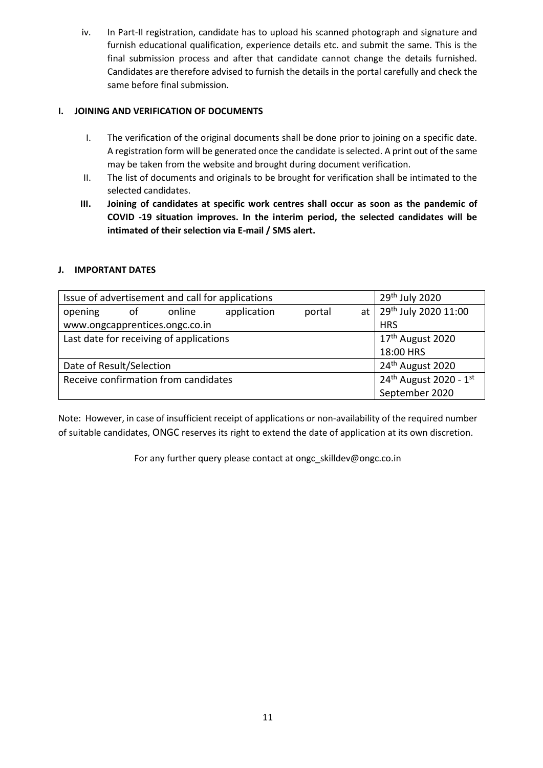iv. In Part-II registration, candidate has to upload his scanned photograph and signature and furnish educational qualification, experience details etc. and submit the same. This is the final submission process and after that candidate cannot change the details furnished. Candidates are therefore advised to furnish the details in the portal carefully and check the same before final submission.

### I. JOINING AND VERIFICATION OF DOCUMENTS

I. The verification of the original documents shall be done prior to joining on a specific date. A registration form will be generated once the candidate is selected. A print out of the same may be taken from the website and brought during document verification.

II. The list of documents and originals to be brought for verification shall be intimated to the selected candidates.

**III. Joining of candidates at specific work centres shall occur as soon as the pandemic of COVID -19 situation improves. In the interim period, the selected candidates will be intimated of their selection via E-mail / SMS alert.**

### J. IMPORTANT DATES

| | |
|---|---|
| Issue of advertisement and call for applications | 29th July 2020 |
| opening of online application portal at www.ongcapprentices.ongc.co.in | 29th July 2020 11:00 HRS |
| Last date for receiving of applications | 17th August 2020 18:00 HRS |
| Date of Result/Selection | 24th August 2020 |
| Receive confirmation from candidates | 24th August 2020 - 1st September 2020 |

Note: However, in case of insufficient receipt of applications or non-availability of the required number of suitable candidates, ONGC reserves its right to extend the date of application at its own discretion.

For any further query please contact at ongc_skilldev@ongc.co.in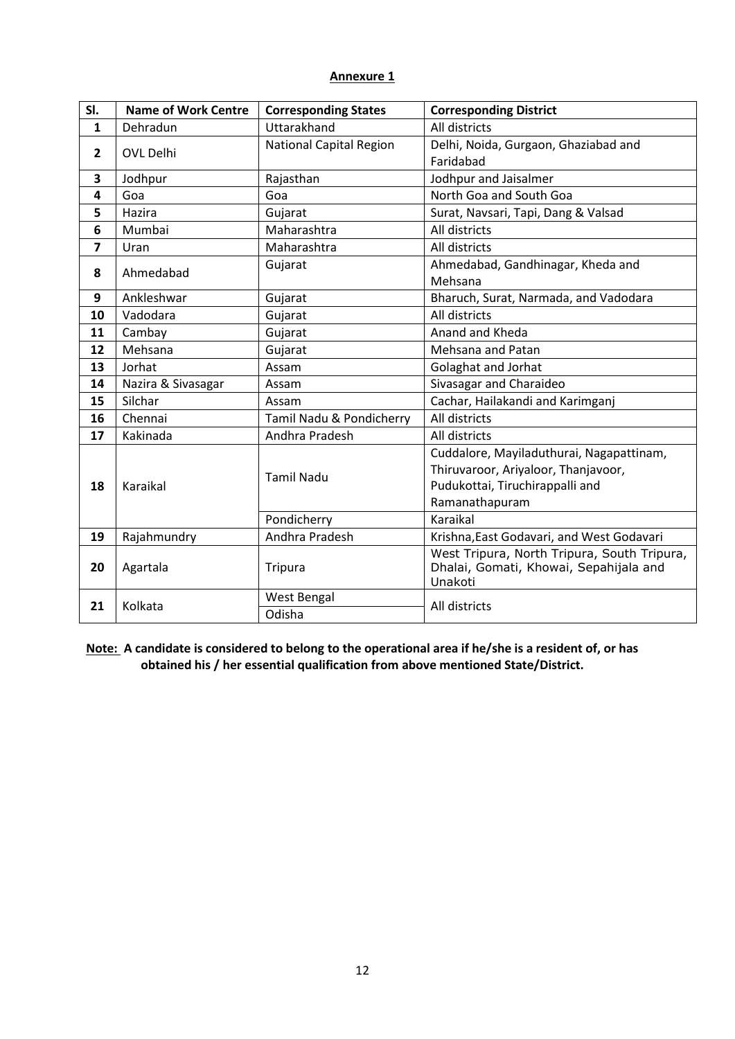**Annexure 1**

| Sl. | Name of Work Centre | Corresponding States | Corresponding District |
|---|---|---|---|
| 1 | Dehradun | Uttarakhand | All districts |
| 2 | OVL Delhi | National Capital Region | Delhi, Noida, Gurgaon, Ghaziabad and Faridabad |
| 3 | Jodhpur | Rajasthan | Jodhpur and Jaisalmer |
| 4 | Goa | Goa | North Goa and South Goa |
| 5 | Hazira | Gujarat | Surat, Navsari, Tapi, Dang & Valsad |
| 6 | Mumbai | Maharashtra | All districts |
| 7 | Uran | Maharashtra | All districts |
| 8 | Ahmedabad | Gujarat | Ahmedabad, Gandhinagar, Kheda and Mehsana |
| 9 | Ankleshwar | Gujarat | Bharuch, Surat, Narmada, and Vadodara |
| 10 | Vadodara | Gujarat | All districts |
| 11 | Cambay | Gujarat | Anand and Kheda |
| 12 | Mehsana | Gujarat | Mehsana and Patan |
| 13 | Jorhat | Assam | Golaghat and Jorhat |
| 14 | Nazira & Sivasagar | Assam | Sivasagar and Charaideo |
| 15 | Silchar | Assam | Cachar, Hailakandi and Karimganj |
| 16 | Chennai | Tamil Nadu & Pondicherry | All districts |
| 17 | Kakinada | Andhra Pradesh | All districts |
| 18 | Karaikal | Tamil Nadu | Cuddalore, Mayiladuthurai, Nagapattinam, Thiruvaroor, Ariyaloor, Thanjavoor, Pudukottai, Tiruchirappalli and Ramanathapuram |
| | | Pondicherry | Karaikal |
| 19 | Rajahmundry | Andhra Pradesh | Krishna,East Godavari, and West Godavari |
| 20 | Agartala | Tripura | West Tripura, North Tripura, South Tripura, Dhalai, Gomati, Khowai, Sepahijala and Unakoti |
| 21 | Kolkata | West Bengal | All districts |
| | | Odisha | |

**Note: A candidate is considered to belong to the operational area if he/she is a resident of, or has obtained his / her essential qualification from above mentioned State/District.**